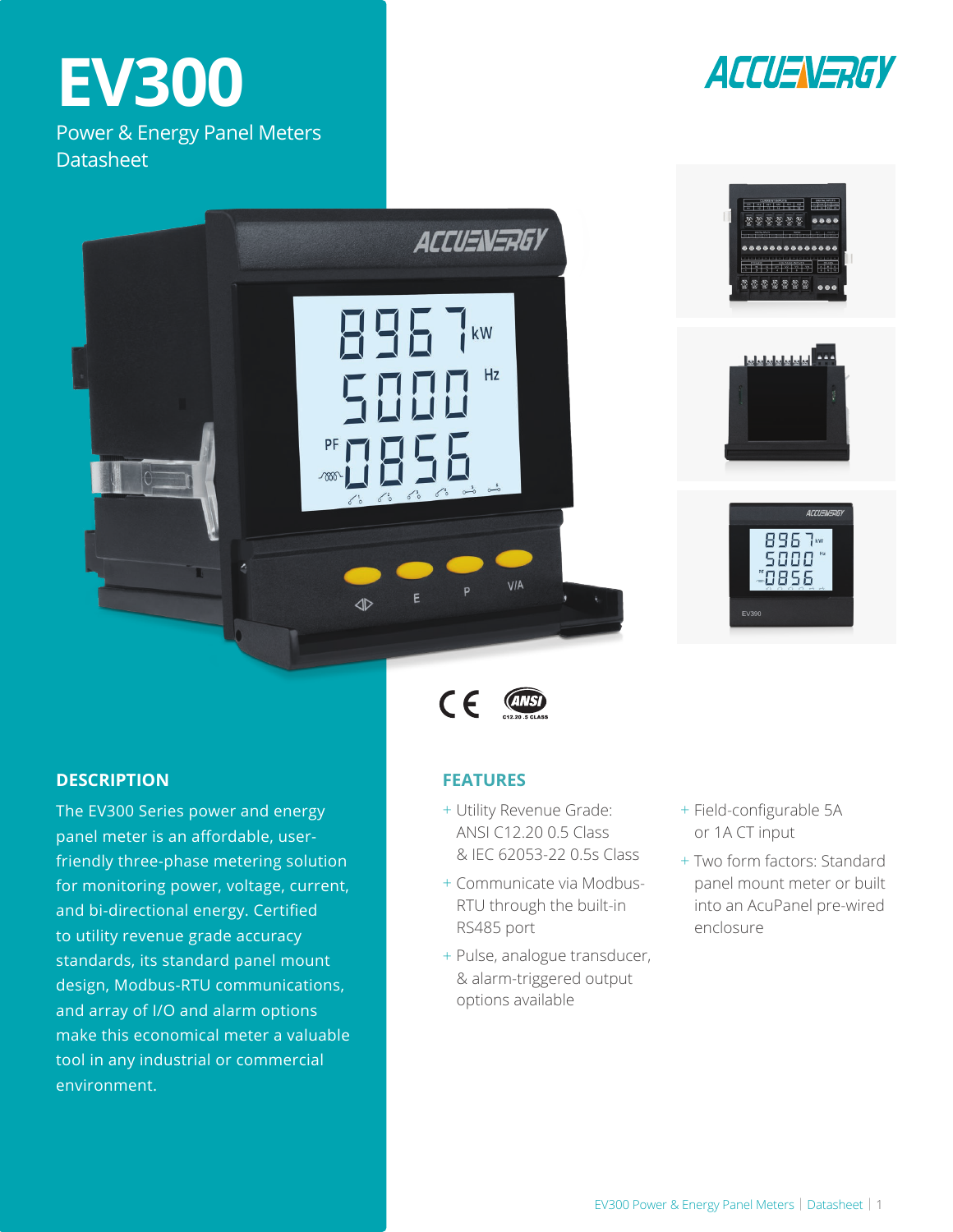# EV300

Power & Energy Panel Meters
Datasheet

## DESCRIPTION

The EV300 Series power and energy panel meter is an affordable, user-friendly three-phase metering solution for monitoring power, voltage, current, and bi-directional energy. Certified to utility revenue grade accuracy standards, its standard panel mount design, Modbus-RTU communications, and array of I/O and alarm options make this economical meter a valuable tool in any industrial or commercial environment.

## FEATURES

- Utility Revenue Grade: ANSI C12.20 0.5 Class & IEC 62053-22 0.5s Class
- Communicate via Modbus-RTU through the built-in RS485 port
- Pulse, analogue transducer, & alarm-triggered output options available
- Field-configurable 5A or 1A CT input
- Two form factors: Standard panel mount meter or built into an AcuPanel pre-wired enclosure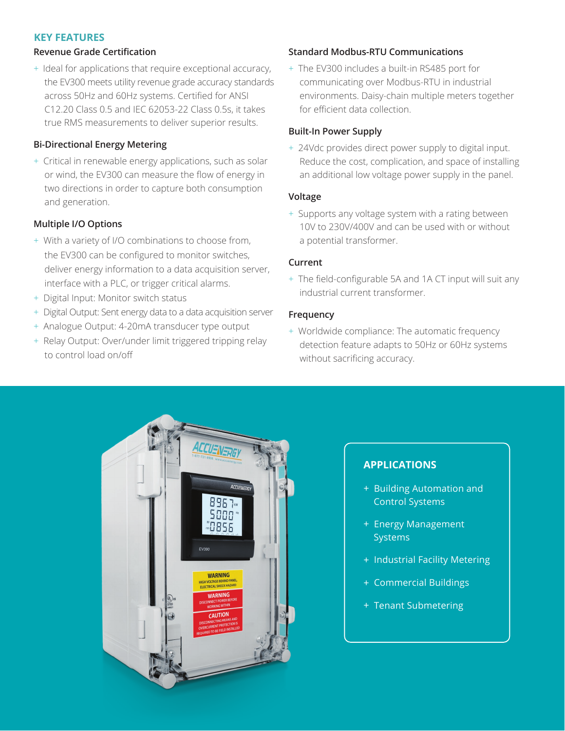## KEY FEATURES

### Revenue Grade Certification

+ Ideal for applications that require exceptional accuracy, the EV300 meets utility revenue grade accuracy standards across 50Hz and 60Hz systems. Certified for ANSI C12.20 Class 0.5 and IEC 62053-22 Class 0.5s, it takes true RMS measurements to deliver superior results.

### Bi-Directional Energy Metering

+ Critical in renewable energy applications, such as solar or wind, the EV300 can measure the flow of energy in two directions in order to capture both consumption and generation.

### Multiple I/O Options

+ With a variety of I/O combinations to choose from, the EV300 can be configured to monitor switches, deliver energy information to a data acquisition server, interface with a PLC, or trigger critical alarms.
+ Digital Input: Monitor switch status
+ Digital Output: Sent energy data to a data acquisition server
+ Analogue Output: 4-20mA transducer type output
+ Relay Output: Over/under limit triggered tripping relay to control load on/off

### Standard Modbus-RTU Communications

+ The EV300 includes a built-in RS485 port for communicating over Modbus-RTU in industrial environments. Daisy-chain multiple meters together for efficient data collection.

### Built-In Power Supply

+ 24Vdc provides direct power supply to digital input. Reduce the cost, complication, and space of installing an additional low voltage power supply in the panel.

### Voltage

+ Supports any voltage system with a rating between 10V to 230V/400V and can be used with or without a potential transformer.

### Current

+ The field-configurable 5A and 1A CT input will suit any industrial current transformer.

### Frequency

+ Worldwide compliance: The automatic frequency detection feature adapts to 50Hz or 60Hz systems without sacrificing accuracy.

## APPLICATIONS

+ Building Automation and Control Systems
+ Energy Management Systems
+ Industrial Facility Metering
+ Commercial Buildings
+ Tenant Submetering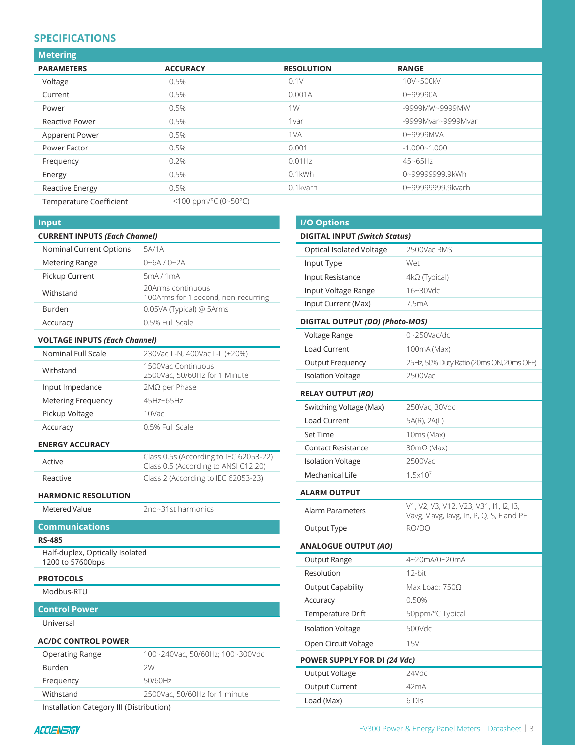## SPECIFICATIONS

### Metering

| PARAMETERS | ACCURACY | RESOLUTION | RANGE |
|---|---|---|---|
| Voltage | 0.5% | 0.1V | 10V~500kV |
| Current | 0.5% | 0.001A | 0~99990A |
| Power | 0.5% | 1W | -9999MW~9999MW |
| Reactive Power | 0.5% | 1var | -9999Mvar~9999Mvar |
| Apparent Power | 0.5% | 1VA | 0~9999MVA |
| Power Factor | 0.5% | 0.001 | -1.000~1.000 |
| Frequency | 0.2% | 0.01Hz | 45~65Hz |
| Energy | 0.5% | 0.1kWh | 0~99999999.9kWh |
| Reactive Energy | 0.5% | 0.1kvarh | 0~99999999.9kvarh |
| Temperature Coefficient | <100 ppm/°C (0~50°C) | | |

### Input

**CURRENT INPUTS *(Each Channel)***

| | |
|---|---|
| Nominal Current Options | 5A/1A |
| Metering Range | 0~6A / 0~2A |
| Pickup Current | 5mA / 1mA |
| Withstand | 20Arms continuous<br>100Arms for 1 second, non-recurring |
| Burden | 0.05VA (Typical) @ 5Arms |
| Accuracy | 0.5% Full Scale |

**VOLTAGE INPUTS *(Each Channel)***

| | |
|---|---|
| Nominal Full Scale | 230Vac L-N, 400Vac L-L (+20%) |
| Withstand | 1500Vac Continuous<br>2500Vac, 50/60Hz for 1 Minute |
| Input Impedance | 2MΩ per Phase |
| Metering Frequency | 45Hz~65Hz |
| Pickup Voltage | 10Vac |
| Accuracy | 0.5% Full Scale |

**ENERGY ACCURACY**

| | |
|---|---|
| Active | Class 0.5s (According to IEC 62053-22)<br>Class 0.5 (According to ANSI C12.20) |
| Reactive | Class 2 (According to IEC 62053-23) |

**HARMONIC RESOLUTION**

| | |
|---|---|
| Metered Value | 2nd~31st harmonics |

### Communications

**RS-485**

Half-duplex, Optically Isolated
1200 to 57600bps

**PROTOCOLS**

Modbus-RTU

### Control Power

Universal

**AC/DC CONTROL POWER**

| | |
|---|---|
| Operating Range | 100~240Vac, 50/60Hz; 100~300Vdc |
| Burden | 2W |
| Frequency | 50/60Hz |
| Withstand | 2500Vac, 50/60Hz for 1 minute |

Installation Category III (Distribution)

### I/O Options

**DIGITAL INPUT *(Switch Status)***

| | |
|---|---|
| Optical Isolated Voltage | 2500Vac RMS |
| Input Type | Wet |
| Input Resistance | 4kΩ (Typical) |
| Input Voltage Range | 16~30Vdc |
| Input Current (Max) | 7.5mA |

**DIGITAL OUTPUT *(DO) (Photo-MOS)***

| | |
|---|---|
| Voltage Range | 0~250Vac/dc |
| Load Current | 100mA (Max) |
| Output Frequency | 25Hz, 50% Duty Ratio (20ms ON, 20ms OFF) |
| Isolation Voltage | 2500Vac |

**RELAY OUTPUT *(RO)***

| | |
|---|---|
| Switching Voltage (Max) | 250Vac, 30Vdc |
| Load Current | 5A(R), 2A(L) |
| Set Time | 10ms (Max) |
| Contact Resistance | 30mΩ (Max) |
| Isolation Voltage | 2500Vac |
| Mechanical Life | $1.5 \times 10^7$ |

**ALARM OUTPUT**

| | |
|---|---|
| Alarm Parameters | V1, V2, V3, V12, V23, V31, I1, I2, I3, Vavg, Vlavg, Iavg, In, P, Q, S, F and PF |
| Output Type | RO/DO |

**ANALOGUE OUTPUT *(AO)***

| | |
|---|---|
| Output Range | 4~20mA/0~20mA |
| Resolution | 12-bit |
| Output Capability | Max Load: 750Ω |
| Accuracy | 0.50% |
| Temperature Drift | 50ppm/°C Typical |
| Isolation Voltage | 500Vdc |
| Open Circuit Voltage | 15V |

**POWER SUPPLY FOR DI *(24 Vdc)***

| | |
|---|---|
| Output Voltage | 24Vdc |
| Output Current | 42mA |
| Load (Max) | 6 DIs |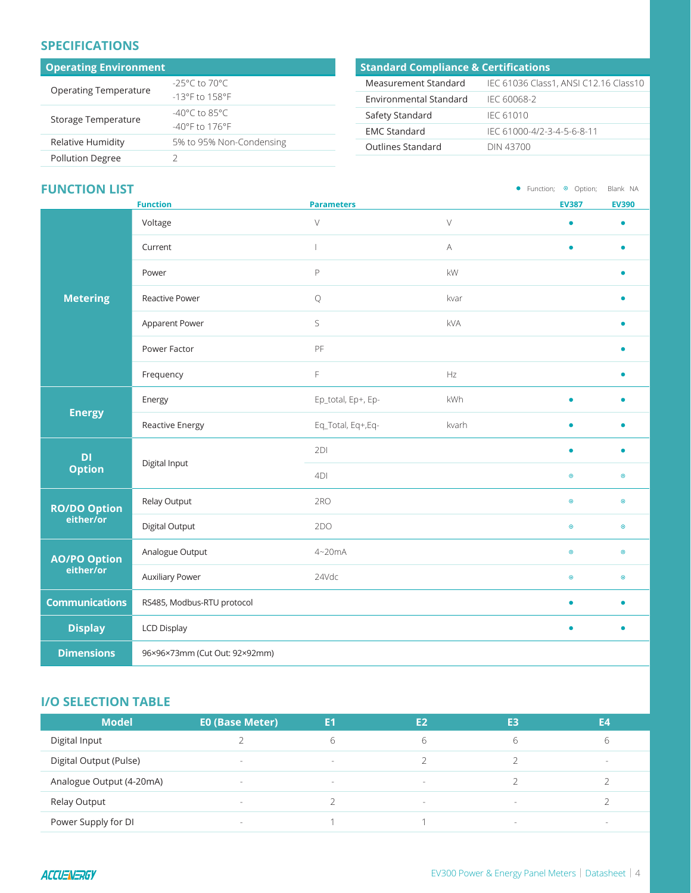## SPECIFICATIONS

| Operating Environment | |
|---|---|
| Operating Temperature | -25°C to 70°C<br>-13°F to 158°F |
| Storage Temperature | -40°C to 85°C<br>-40°F to 176°F |
| Relative Humidity | 5% to 95% Non-Condensing |
| Pollution Degree | 2 |

| Standard Compliance & Certifications | |
|---|---|
| Measurement Standard | IEC 61036 Class1, ANSI C12.16 Class10 |
| Environmental Standard | IEC 60068-2 |
| Safety Standard | IEC 61010 |
| EMC Standard | IEC 61000-4/2-3-4-5-6-8-11 |
| Outlines Standard | DIN 43700 |

## FUNCTION LIST

● Function; ⊙ Option; Blank NA

| | Function | Parameters | | EV387 | EV390 |
|---|---|---|---|---|---|
| Metering | Voltage | V | V | ● | ● |
| | Current | I | A | ● | ● |
| | Power | P | kW | | ● |
| | Reactive Power | Q | kvar | | ● |
| | Apparent Power | S | kVA | | ● |
| | Power Factor | PF | | | ● |
| | Frequency | F | Hz | | ● |
| Energy | Energy | Ep_total, Ep+, Ep- | kWh | ● | ● |
| | Reactive Energy | Eq_Total, Eq+,Eq- | kvarh | ● | ● |
| DI Option | Digital Input | 2DI | | ● | ● |
| | | 4DI | | ⊙ | ⊙ |
| RO/DO Option either/or | Relay Output | 2RO | | ⊙ | ⊙ |
| | Digital Output | 2DO | | ⊙ | ⊙ |
| AO/PO Option either/or | Analogue Output | 4~20mA | | ⊙ | ⊙ |
| | Auxiliary Power | 24Vdc | | ⊙ | ⊙ |
| Communications | RS485, Modbus-RTU protocol | | | ● | ● |
| Display | LCD Display | | | ● | ● |
| Dimensions | 96×96×73mm (Cut Out: 92×92mm) | | | | |

## I/O SELECTION TABLE

| Model | E0 (Base Meter) | E1 | E2 | E3 | E4 |
|---|---|---|---|---|---|
| Digital Input | 2 | 6 | 6 | 6 | 6 |
| Digital Output (Pulse) | - | - | 2 | 2 | - |
| Analogue Output (4-20mA) | - | - | - | 2 | 2 |
| Relay Output | - | 2 | - | - | 2 |
| Power Supply for DI | - | 1 | 1 | - | - |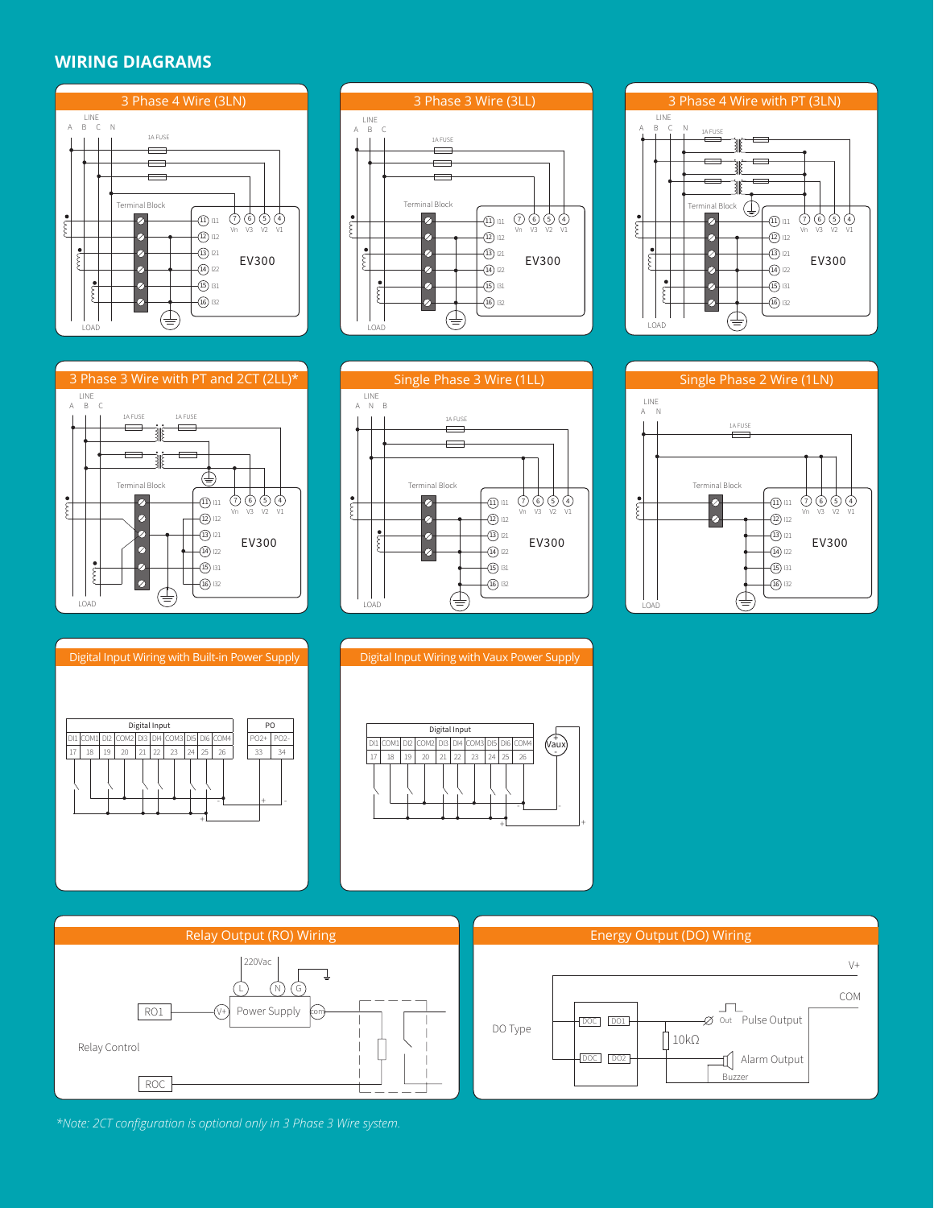## WIRING DIAGRAMS

### 3 Phase 4 Wire (3LN)

LINE
A B C N
1A FUSE
Terminal Block
11 I11 · 12 I12 · 13 I21 · 14 I22 · 15 I31 · 16 I32
7 Vn · 6 V3 · 5 V2 · 4 V1
EV300
LOAD

### 3 Phase 3 Wire (3LL)

LINE
A B C
1A FUSE
Terminal Block
11 I11 · 12 I12 · 13 I21 · 14 I22 · 15 I31 · 16 I32
7 Vn · 6 V3 · 5 V2 · 4 V1
EV300
LOAD

### 3 Phase 4 Wire with PT (3LN)

LINE
A B C N
1A FUSE
Terminal Block
11 I11 · 12 I12 · 13 I21 · 14 I22 · 15 I31 · 16 I32
7 Vn · 6 V3 · 5 V2 · 4 V1
EV300
LOAD

### 3 Phase 3 Wire with PT and 2CT (2LL)*

LINE
A B C
1A FUSE
1A FUSE
Terminal Block
11 I11 · 12 I12 · 13 I21 · 14 I22 · 15 I31 · 16 I32
7 Vn · 6 V3 · 5 V2 · 4 V1
EV300
LOAD

### Single Phase 3 Wire (1LL)

LINE
A N B
1A FUSE
Terminal Block
11 I11 · 12 I12 · 13 I21 · 14 I22 · 15 I31 · 16 I32
7 Vn · 6 V3 · 5 V2 · 4 V1
EV300
LOAD

### Single Phase 2 Wire (1LN)

LINE
A N
1A FUSE
Terminal Block
11 I11 · 12 I12 · 13 I21 · 14 I22 · 15 I31 · 16 I32
7 Vn · 6 V3 · 5 V2 · 4 V1
EV300
LOAD

### Digital Input Wiring with Built-in Power Supply

| Digital Input | | | | | | | | | | PO | |
|---|---|---|---|---|---|---|---|---|---|---|---|
| DI1 | COM1 | DI2 | COM2 | DI3 | DI4 | COM3 | DI5 | DI6 | COM4 | PO2+ | PO2- |
| 17 | 18 | 19 | 20 | 21 | 22 | 23 | 24 | 25 | 26 | 33 | 34 |

### Digital Input Wiring with Vaux Power Supply

| Digital Input | | | | | | | | | |
|---|---|---|---|---|---|---|---|---|---|
| DI1 | COM1 | DI2 | COM2 | DI3 | DI4 | COM3 | DI5 | DI6 | COM4 |
| 17 | 18 | 19 | 20 | 21 | 22 | 23 | 24 | 25 | 26 |

Vaux

### Relay Output (RO) Wiring

220Vac
L N G
RO1
V+
Power Supply
com
Relay Control
ROC

### Energy Output (DO) Wiring

V+
COM
DO Type
DOC DO1
DOC DO2
Out
Pulse Output
10kΩ
Alarm Output
Buzzer

*\*Note: 2CT configuration is optional only in 3 Phase 3 Wire system.*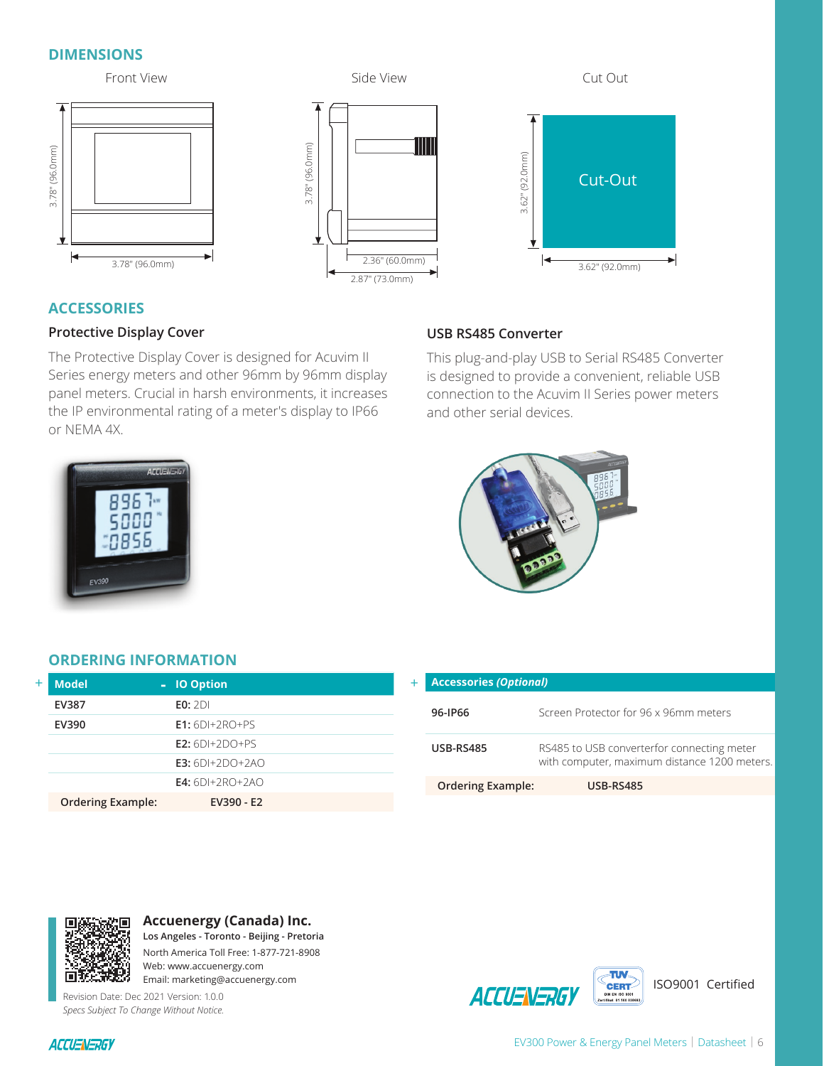## DIMENSIONS

Front View

3.78" (96.0mm)

3.78" (96.0mm)

Side View

3.78" (96.0mm)

2.36" (60.0mm)

2.87" (73.0mm)

Cut Out

Cut-Out

3.62" (92.0mm)

3.62" (92.0mm)

## ACCESSORIES

### Protective Display Cover

The Protective Display Cover is designed for Acuvim II Series energy meters and other 96mm by 96mm display panel meters. Crucial in harsh environments, it increases the IP environmental rating of a meter's display to IP66 or NEMA 4X.

### USB RS485 Converter

This plug-and-play USB to Serial RS485 Converter is designed to provide a convenient, reliable USB connection to the Acuvim II Series power meters and other serial devices.

## ORDERING INFORMATION

| Model | IO Option |
|---|---|
| **EV387** | **E0:** 2DI |
| **EV390** | **E1:** 6DI+2RO+PS |
| | **E2:** 6DI+2DO+PS |
| | **E3:** 6DI+2DO+2AO |
| | **E4:** 6DI+2RO+2AO |
| **Ordering Example:** | **EV390 - E2** |

| Accessories *(Optional)* | |
|---|---|
| **96-IP66** | Screen Protector for 96 x 96mm meters |
| **USB-RS485** | RS485 to USB converterfor connecting meter with computer, maximum distance 1200 meters. |
| **Ordering Example:** | **USB-RS485** |

**Accuenergy (Canada) Inc.**

**Los Angeles - Toronto - Beijing - Pretoria**

North America Toll Free: 1-877-721-8908

Web: www.accuenergy.com

Email: marketing@accuenergy.com

Revision Date: Dec 2021 Version: 1.0.0

*Specs Subject To Change Without Notice.*

ISO9001 Certified